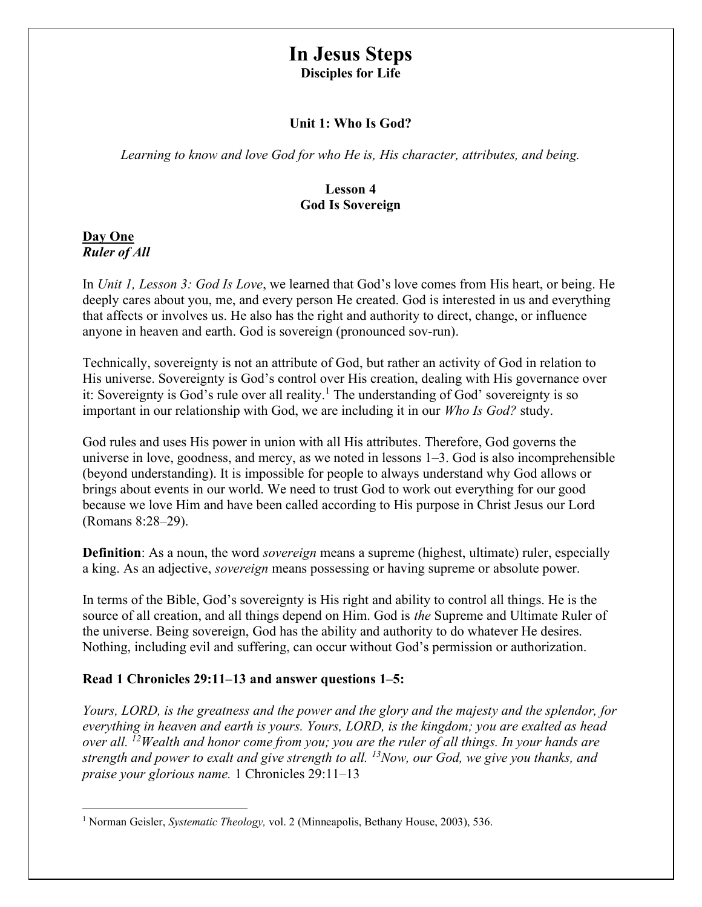# In Jesus Steps

**Disciples for Life**

### Unit 1: Who Is God?

*Learning to know and love God for who He is, His character, attributes, and being.*

### Lesson 4
### God Is Sovereign

**Day One**
***Ruler of All***

In *Unit 1, Lesson 3: God Is Love*, we learned that God's love comes from His heart, or being. He deeply cares about you, me, and every person He created. God is interested in us and everything that affects or involves us. He also has the right and authority to direct, change, or influence anyone in heaven and earth. God is sovereign (pronounced sov-run).

Technically, sovereignty is not an attribute of God, but rather an activity of God in relation to His universe. Sovereignty is God's control over His creation, dealing with His governance over it: Sovereignty is God's rule over all reality.[1] The understanding of God' sovereignty is so important in our relationship with God, we are including it in our *Who Is God?* study.

God rules and uses His power in union with all His attributes. Therefore, God governs the universe in love, goodness, and mercy, as we noted in lessons 1–3. God is also incomprehensible (beyond understanding). It is impossible for people to always understand why God allows or brings about events in our world. We need to trust God to work out everything for our good because we love Him and have been called according to His purpose in Christ Jesus our Lord (Romans 8:28–29).

**Definition**: As a noun, the word *sovereign* means a supreme (highest, ultimate) ruler, especially a king. As an adjective, *sovereign* means possessing or having supreme or absolute power.

In terms of the Bible, God's sovereignty is His right and ability to control all things. He is the source of all creation, and all things depend on Him. God is *the* Supreme and Ultimate Ruler of the universe. Being sovereign, God has the ability and authority to do whatever He desires. Nothing, including evil and suffering, can occur without God's permission or authorization.

**Read 1 Chronicles 29:11–13 and answer questions 1–5:**

*Yours, LORD, is the greatness and the power and the glory and the majesty and the splendor, for everything in heaven and earth is yours. Yours, LORD, is the kingdom; you are exalted as head over all. [12]Wealth and honor come from you; you are the ruler of all things. In your hands are strength and power to exalt and give strength to all. [13]Now, our God, we give you thanks, and praise your glorious name.* 1 Chronicles 29:11–13

---

[1] Norman Geisler, *Systematic Theology,* vol. 2 (Minneapolis, Bethany House, 2003), 536.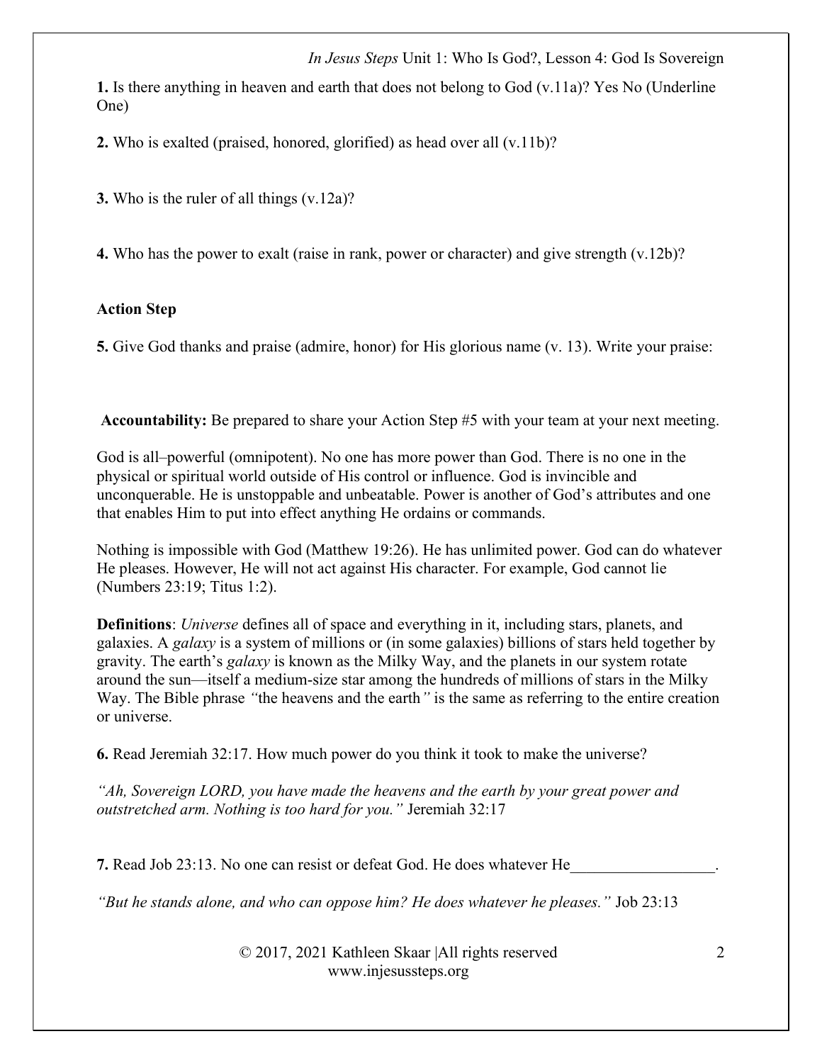**1.** Is there anything in heaven and earth that does not belong to God (v.11a)? Yes No (Underline One)

**2.** Who is exalted (praised, honored, glorified) as head over all (v.11b)?

**3.** Who is the ruler of all things (v.12a)?

**4.** Who has the power to exalt (raise in rank, power or character) and give strength (v.12b)?

**Action Step**

**5.** Give God thanks and praise (admire, honor) for His glorious name (v. 13). Write your praise:

**Accountability:** Be prepared to share your Action Step #5 with your team at your next meeting.

God is all–powerful (omnipotent). No one has more power than God. There is no one in the physical or spiritual world outside of His control or influence. God is invincible and unconquerable. He is unstoppable and unbeatable. Power is another of God's attributes and one that enables Him to put into effect anything He ordains or commands.

Nothing is impossible with God (Matthew 19:26). He has unlimited power. God can do whatever He pleases. However, He will not act against His character. For example, God cannot lie (Numbers 23:19; Titus 1:2).

**Definitions**: *Universe* defines all of space and everything in it, including stars, planets, and galaxies. A *galaxy* is a system of millions or (in some galaxies) billions of stars held together by gravity. The earth's *galaxy* is known as the Milky Way, and the planets in our system rotate around the sun—itself a medium-size star among the hundreds of millions of stars in the Milky Way. The Bible phrase *"*the heavens and the earth*"* is the same as referring to the entire creation or universe.

**6.** Read Jeremiah 32:17. How much power do you think it took to make the universe?

*"Ah, Sovereign LORD, you have made the heavens and the earth by your great power and outstretched arm. Nothing is too hard for you."* Jeremiah 32:17

**7.** Read Job 23:13. No one can resist or defeat God. He does whatever He__________________.

*"But he stands alone, and who can oppose him? He does whatever he pleases."* Job 23:13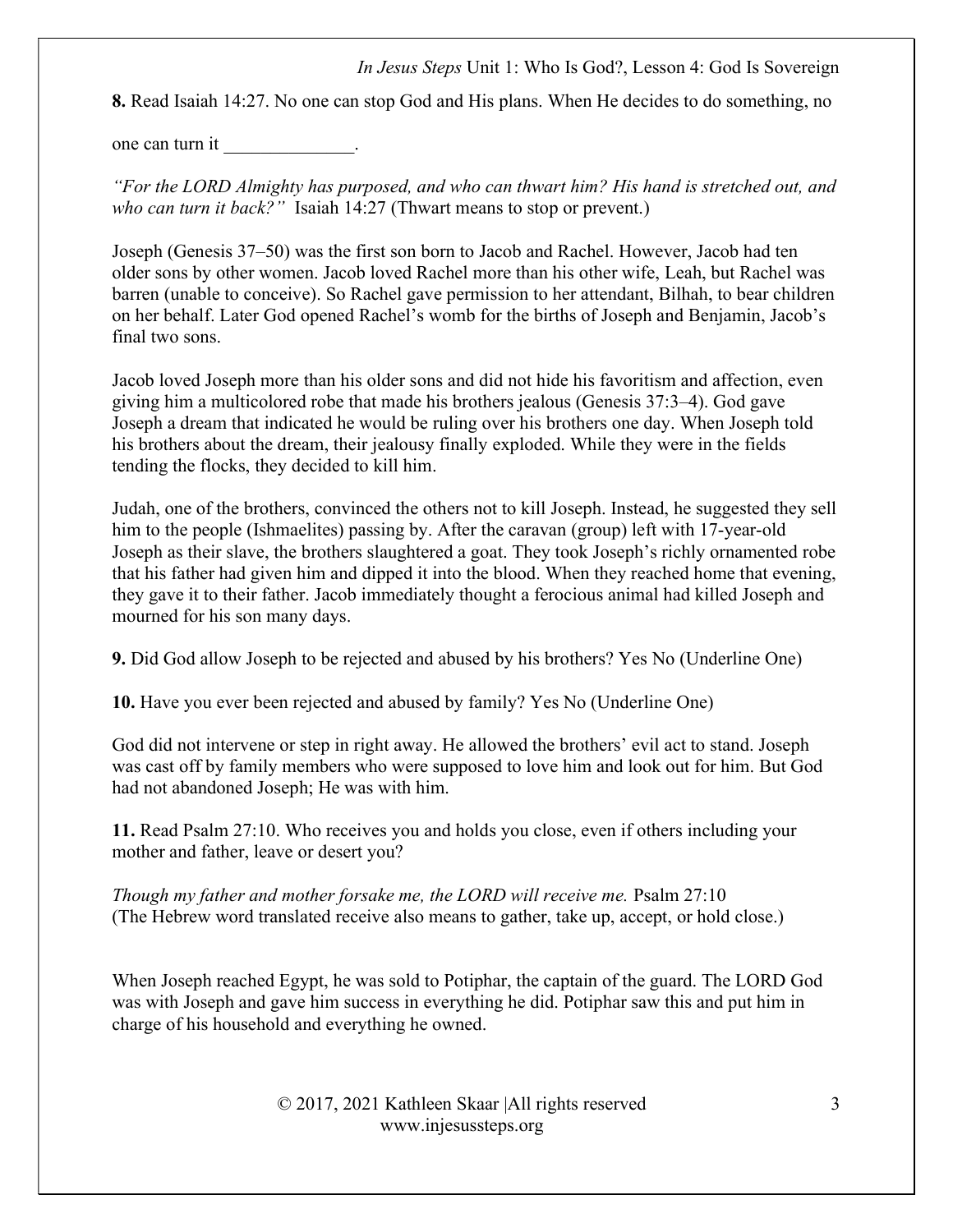**8.** Read Isaiah 14:27. No one can stop God and His plans. When He decides to do something, no one can turn it ______________.

*"For the LORD Almighty has purposed, and who can thwart him? His hand is stretched out, and who can turn it back?"* Isaiah 14:27 (Thwart means to stop or prevent.)

Joseph (Genesis 37–50) was the first son born to Jacob and Rachel. However, Jacob had ten older sons by other women. Jacob loved Rachel more than his other wife, Leah, but Rachel was barren (unable to conceive). So Rachel gave permission to her attendant, Bilhah, to bear children on her behalf. Later God opened Rachel's womb for the births of Joseph and Benjamin, Jacob's final two sons.

Jacob loved Joseph more than his older sons and did not hide his favoritism and affection, even giving him a multicolored robe that made his brothers jealous (Genesis 37:3–4). God gave Joseph a dream that indicated he would be ruling over his brothers one day. When Joseph told his brothers about the dream, their jealousy finally exploded. While they were in the fields tending the flocks, they decided to kill him.

Judah, one of the brothers, convinced the others not to kill Joseph. Instead, he suggested they sell him to the people (Ishmaelites) passing by. After the caravan (group) left with 17-year-old Joseph as their slave, the brothers slaughtered a goat. They took Joseph's richly ornamented robe that his father had given him and dipped it into the blood. When they reached home that evening, they gave it to their father. Jacob immediately thought a ferocious animal had killed Joseph and mourned for his son many days.

**9.** Did God allow Joseph to be rejected and abused by his brothers? Yes No (Underline One)

**10.** Have you ever been rejected and abused by family? Yes No (Underline One)

God did not intervene or step in right away. He allowed the brothers' evil act to stand. Joseph was cast off by family members who were supposed to love him and look out for him. But God had not abandoned Joseph; He was with him.

**11.** Read Psalm 27:10. Who receives you and holds you close, even if others including your mother and father, leave or desert you?

*Though my father and mother forsake me, the LORD will receive me.* Psalm 27:10 (The Hebrew word translated receive also means to gather, take up, accept, or hold close.)

When Joseph reached Egypt, he was sold to Potiphar, the captain of the guard. The LORD God was with Joseph and gave him success in everything he did. Potiphar saw this and put him in charge of his household and everything he owned.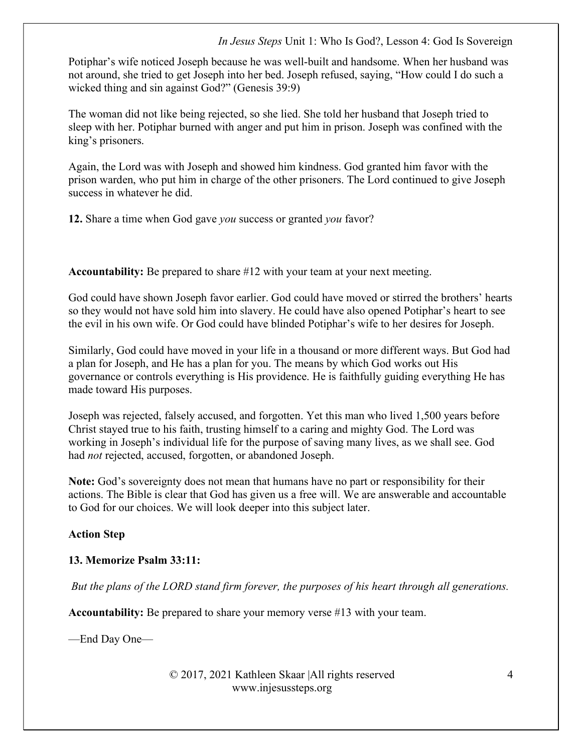Potiphar's wife noticed Joseph because he was well-built and handsome. When her husband was not around, she tried to get Joseph into her bed. Joseph refused, saying, "How could I do such a wicked thing and sin against God?" (Genesis 39:9)

The woman did not like being rejected, so she lied. She told her husband that Joseph tried to sleep with her. Potiphar burned with anger and put him in prison. Joseph was confined with the king's prisoners.

Again, the Lord was with Joseph and showed him kindness. God granted him favor with the prison warden, who put him in charge of the other prisoners. The Lord continued to give Joseph success in whatever he did.

**12.** Share a time when God gave *you* success or granted *you* favor?

**Accountability:** Be prepared to share #12 with your team at your next meeting.

God could have shown Joseph favor earlier. God could have moved or stirred the brothers' hearts so they would not have sold him into slavery. He could have also opened Potiphar's heart to see the evil in his own wife. Or God could have blinded Potiphar's wife to her desires for Joseph.

Similarly, God could have moved in your life in a thousand or more different ways. But God had a plan for Joseph, and He has a plan for you. The means by which God works out His governance or controls everything is His providence. He is faithfully guiding everything He has made toward His purposes.

Joseph was rejected, falsely accused, and forgotten. Yet this man who lived 1,500 years before Christ stayed true to his faith, trusting himself to a caring and mighty God. The Lord was working in Joseph's individual life for the purpose of saving many lives, as we shall see. God had *not* rejected, accused, forgotten, or abandoned Joseph.

**Note:** God's sovereignty does not mean that humans have no part or responsibility for their actions. The Bible is clear that God has given us a free will. We are answerable and accountable to God for our choices. We will look deeper into this subject later.

**Action Step**

**13. Memorize Psalm 33:11:**

*But the plans of the LORD stand firm forever, the purposes of his heart through all generations.*

**Accountability:** Be prepared to share your memory verse #13 with your team.

—End Day One—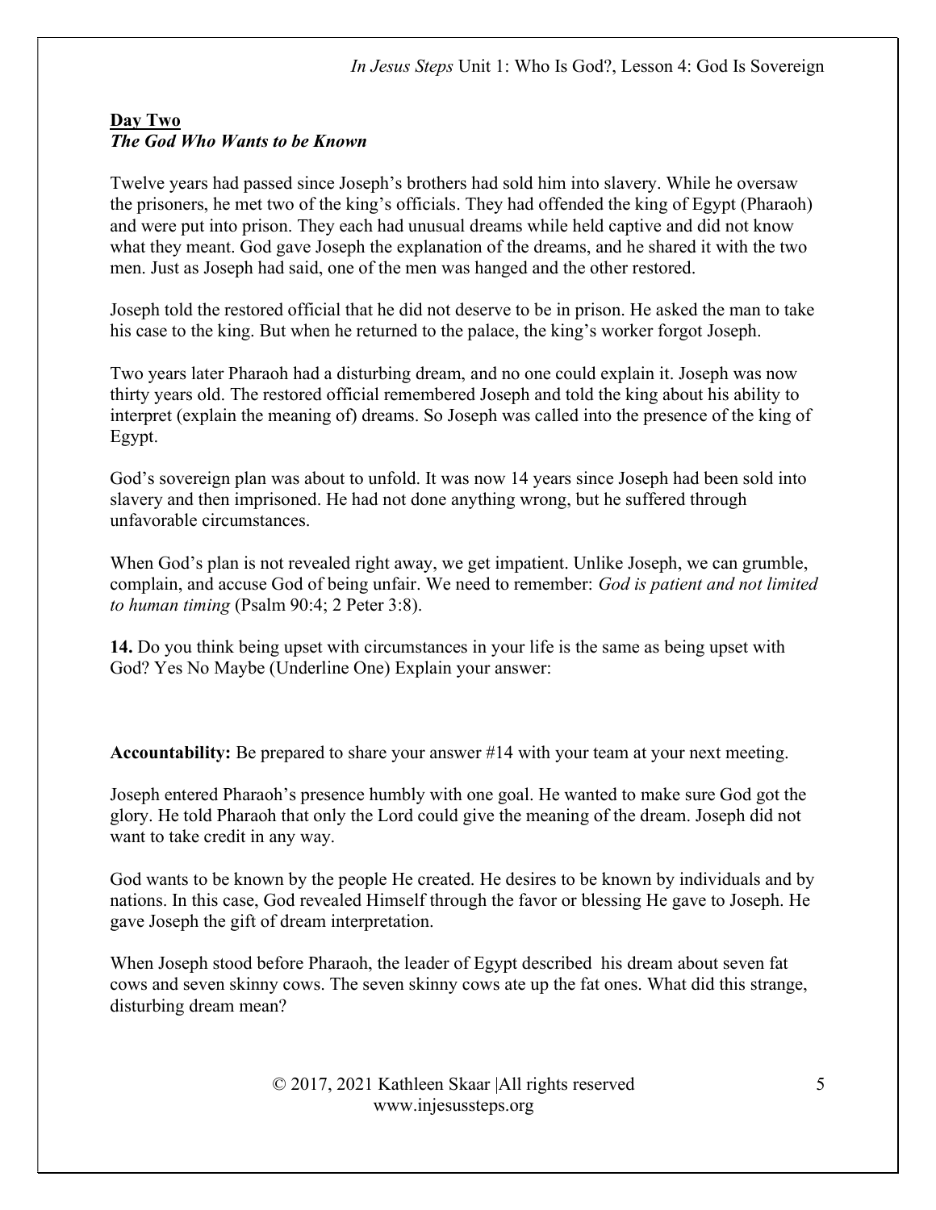**Day Two**
***The God Who Wants to be Known***

Twelve years had passed since Joseph's brothers had sold him into slavery. While he oversaw the prisoners, he met two of the king's officials. They had offended the king of Egypt (Pharaoh) and were put into prison. They each had unusual dreams while held captive and did not know what they meant. God gave Joseph the explanation of the dreams, and he shared it with the two men. Just as Joseph had said, one of the men was hanged and the other restored.

Joseph told the restored official that he did not deserve to be in prison. He asked the man to take his case to the king. But when he returned to the palace, the king's worker forgot Joseph.

Two years later Pharaoh had a disturbing dream, and no one could explain it. Joseph was now thirty years old. The restored official remembered Joseph and told the king about his ability to interpret (explain the meaning of) dreams. So Joseph was called into the presence of the king of Egypt.

God's sovereign plan was about to unfold. It was now 14 years since Joseph had been sold into slavery and then imprisoned. He had not done anything wrong, but he suffered through unfavorable circumstances.

When God's plan is not revealed right away, we get impatient. Unlike Joseph, we can grumble, complain, and accuse God of being unfair. We need to remember: *God is patient and not limited to human timing* (Psalm 90:4; 2 Peter 3:8).

**14.** Do you think being upset with circumstances in your life is the same as being upset with God? Yes No Maybe (Underline One) Explain your answer:

**Accountability:** Be prepared to share your answer #14 with your team at your next meeting.

Joseph entered Pharaoh's presence humbly with one goal. He wanted to make sure God got the glory. He told Pharaoh that only the Lord could give the meaning of the dream. Joseph did not want to take credit in any way.

God wants to be known by the people He created. He desires to be known by individuals and by nations. In this case, God revealed Himself through the favor or blessing He gave to Joseph. He gave Joseph the gift of dream interpretation.

When Joseph stood before Pharaoh, the leader of Egypt described his dream about seven fat cows and seven skinny cows. The seven skinny cows ate up the fat ones. What did this strange, disturbing dream mean?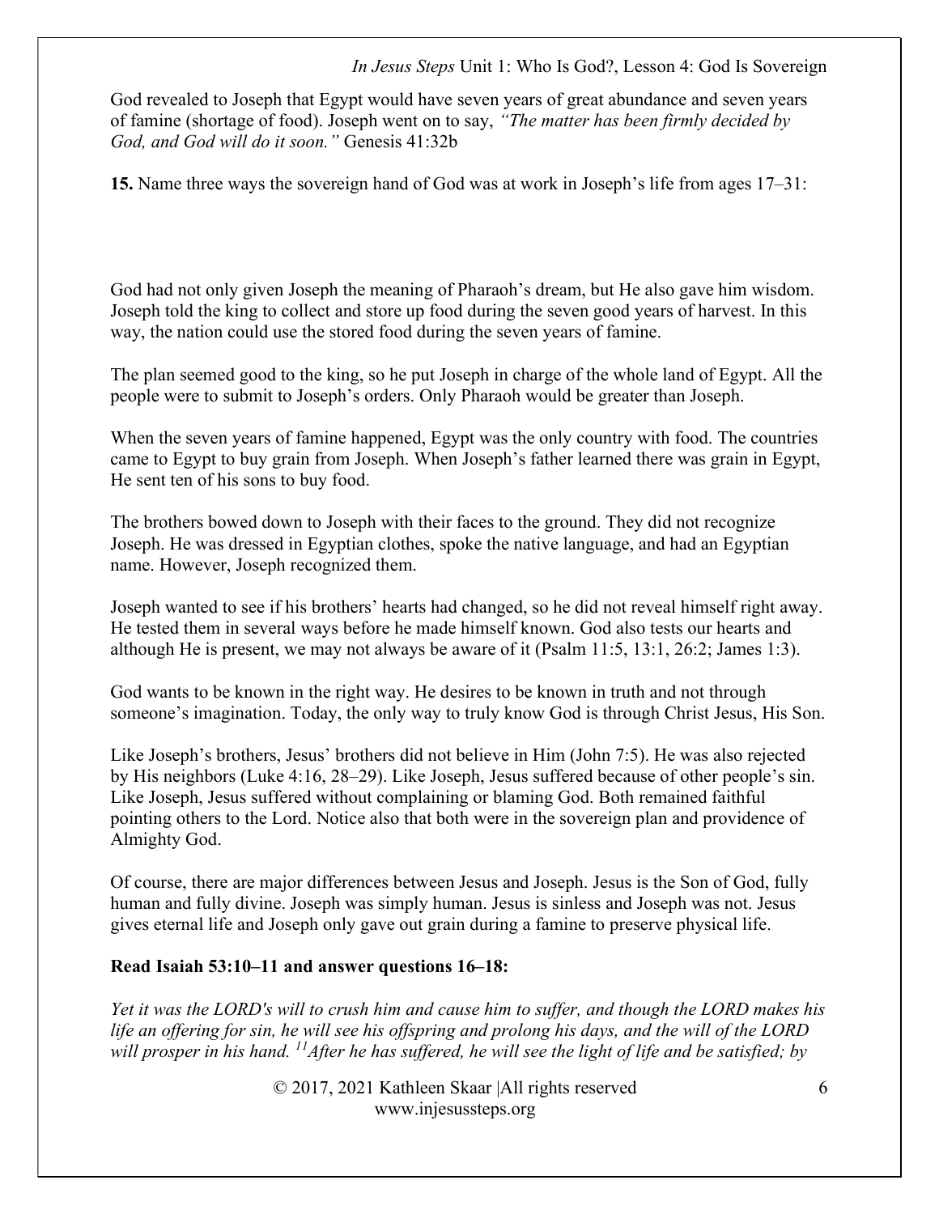God revealed to Joseph that Egypt would have seven years of great abundance and seven years of famine (shortage of food). Joseph went on to say, *"The matter has been firmly decided by God, and God will do it soon."* Genesis 41:32b

**15.** Name three ways the sovereign hand of God was at work in Joseph's life from ages 17–31:

God had not only given Joseph the meaning of Pharaoh's dream, but He also gave him wisdom. Joseph told the king to collect and store up food during the seven good years of harvest. In this way, the nation could use the stored food during the seven years of famine.

The plan seemed good to the king, so he put Joseph in charge of the whole land of Egypt. All the people were to submit to Joseph's orders. Only Pharaoh would be greater than Joseph.

When the seven years of famine happened, Egypt was the only country with food. The countries came to Egypt to buy grain from Joseph. When Joseph's father learned there was grain in Egypt, He sent ten of his sons to buy food.

The brothers bowed down to Joseph with their faces to the ground. They did not recognize Joseph. He was dressed in Egyptian clothes, spoke the native language, and had an Egyptian name. However, Joseph recognized them.

Joseph wanted to see if his brothers' hearts had changed, so he did not reveal himself right away. He tested them in several ways before he made himself known. God also tests our hearts and although He is present, we may not always be aware of it (Psalm 11:5, 13:1, 26:2; James 1:3).

God wants to be known in the right way. He desires to be known in truth and not through someone's imagination. Today, the only way to truly know God is through Christ Jesus, His Son.

Like Joseph's brothers, Jesus' brothers did not believe in Him (John 7:5). He was also rejected by His neighbors (Luke 4:16, 28–29). Like Joseph, Jesus suffered because of other people's sin. Like Joseph, Jesus suffered without complaining or blaming God. Both remained faithful pointing others to the Lord. Notice also that both were in the sovereign plan and providence of Almighty God.

Of course, there are major differences between Jesus and Joseph. Jesus is the Son of God, fully human and fully divine. Joseph was simply human. Jesus is sinless and Joseph was not. Jesus gives eternal life and Joseph only gave out grain during a famine to preserve physical life.

**Read Isaiah 53:10–11 and answer questions 16–18:**

*Yet it was the LORD's will to crush him and cause him to suffer, and though the LORD makes his life an offering for sin, he will see his offspring and prolong his days, and the will of the LORD will prosper in his hand. [11]After he has suffered, he will see the light of life and be satisfied; by*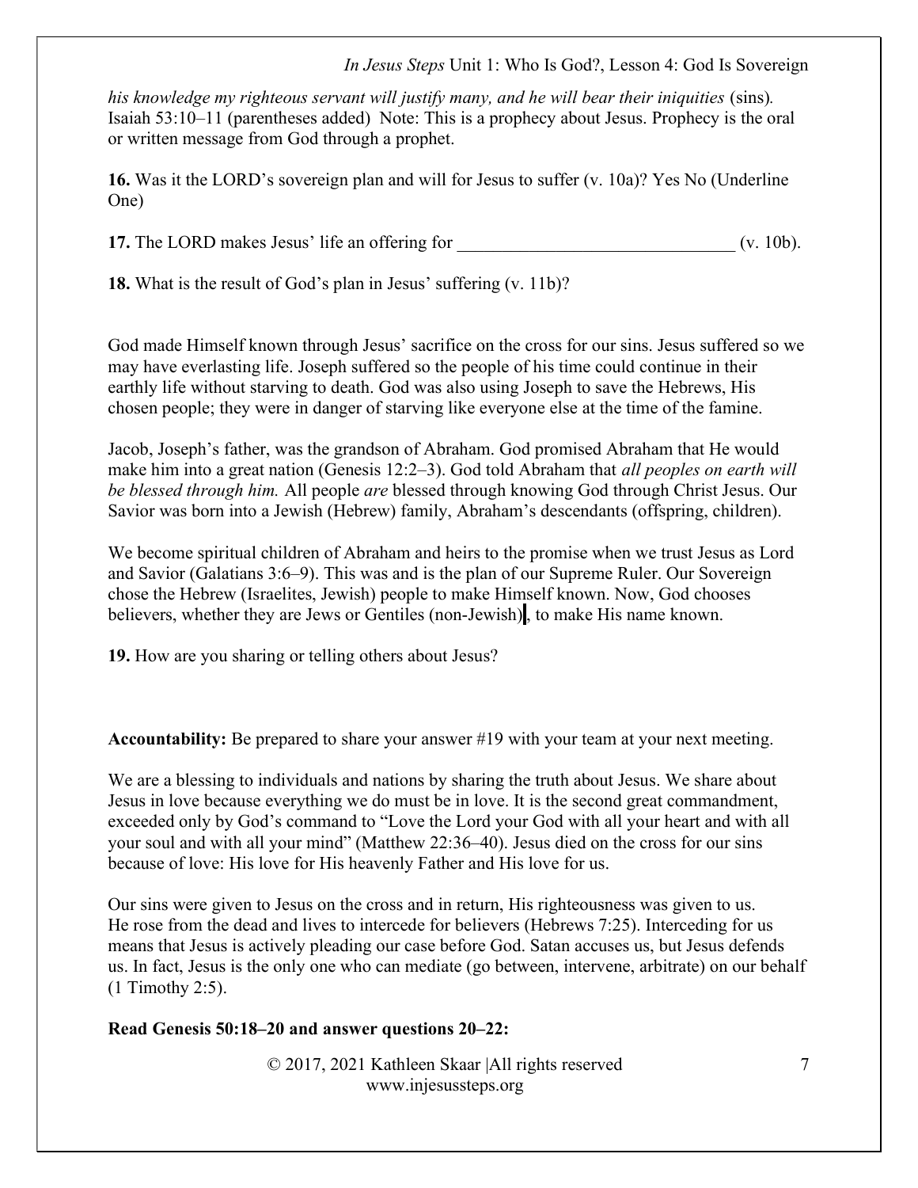*his knowledge my righteous servant will justify many, and he will bear their iniquities* (sins). Isaiah 53:10–11 (parentheses added) Note: This is a prophecy about Jesus. Prophecy is the oral or written message from God through a prophet.

**16.** Was it the LORD's sovereign plan and will for Jesus to suffer (v. 10a)? Yes No (Underline One)

**17.** The LORD makes Jesus' life an offering for _______________________________ (v. 10b).

**18.** What is the result of God's plan in Jesus' suffering (v. 11b)?

God made Himself known through Jesus' sacrifice on the cross for our sins. Jesus suffered so we may have everlasting life. Joseph suffered so the people of his time could continue in their earthly life without starving to death. God was also using Joseph to save the Hebrews, His chosen people; they were in danger of starving like everyone else at the time of the famine.

Jacob, Joseph's father, was the grandson of Abraham. God promised Abraham that He would make him into a great nation (Genesis 12:2–3). God told Abraham that *all peoples on earth will be blessed through him.* All people *are* blessed through knowing God through Christ Jesus. Our Savior was born into a Jewish (Hebrew) family, Abraham's descendants (offspring, children).

We become spiritual children of Abraham and heirs to the promise when we trust Jesus as Lord and Savior (Galatians 3:6–9). This was and is the plan of our Supreme Ruler. Our Sovereign chose the Hebrew (Israelites, Jewish) people to make Himself known. Now, God chooses believers, whether they are Jews or Gentiles (non-Jewish), to make His name known.

**19.** How are you sharing or telling others about Jesus?

**Accountability:** Be prepared to share your answer #19 with your team at your next meeting.

We are a blessing to individuals and nations by sharing the truth about Jesus. We share about Jesus in love because everything we do must be in love. It is the second great commandment, exceeded only by God's command to "Love the Lord your God with all your heart and with all your soul and with all your mind" (Matthew 22:36–40). Jesus died on the cross for our sins because of love: His love for His heavenly Father and His love for us.

Our sins were given to Jesus on the cross and in return, His righteousness was given to us. He rose from the dead and lives to intercede for believers (Hebrews 7:25). Interceding for us means that Jesus is actively pleading our case before God. Satan accuses us, but Jesus defends us. In fact, Jesus is the only one who can mediate (go between, intervene, arbitrate) on our behalf (1 Timothy 2:5).

**Read Genesis 50:18–20 and answer questions 20–22:**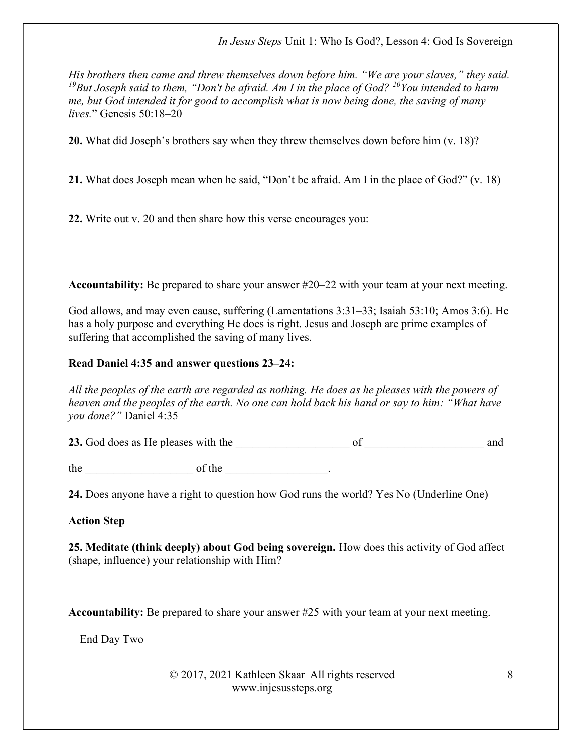*His brothers then came and threw themselves down before him. "We are your slaves," they said. [19]But Joseph said to them, "Don't be afraid. Am I in the place of God? [20]You intended to harm me, but God intended it for good to accomplish what is now being done, the saving of many lives.*" Genesis 50:18–20

**20.** What did Joseph's brothers say when they threw themselves down before him (v. 18)?

**21.** What does Joseph mean when he said, "Don't be afraid. Am I in the place of God?" (v. 18)

**22.** Write out v. 20 and then share how this verse encourages you:

**Accountability:** Be prepared to share your answer #20–22 with your team at your next meeting.

God allows, and may even cause, suffering (Lamentations 3:31–33; Isaiah 53:10; Amos 3:6). He has a holy purpose and everything He does is right. Jesus and Joseph are prime examples of suffering that accomplished the saving of many lives.

**Read Daniel 4:35 and answer questions 23–24:**

*All the peoples of the earth are regarded as nothing. He does as he pleases with the powers of heaven and the peoples of the earth. No one can hold back his hand or say to him: "What have you done?"* Daniel 4:35

**23.** God does as He pleases with the ____________________ of _____________________ and the ___________________ of the __________________.

**24.** Does anyone have a right to question how God runs the world? Yes No (Underline One)

**Action Step**

**25. Meditate (think deeply) about God being sovereign.** How does this activity of God affect (shape, influence) your relationship with Him?

**Accountability:** Be prepared to share your answer #25 with your team at your next meeting.

—End Day Two—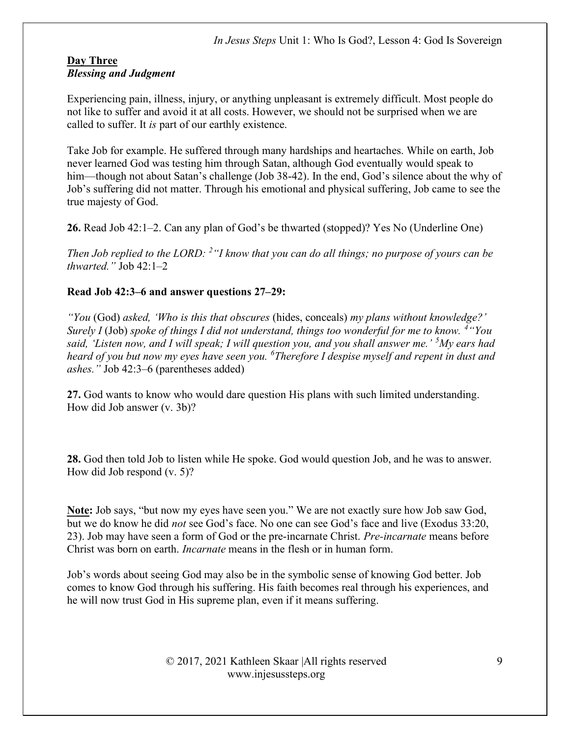**<u>Day Three</u>**
***Blessing and Judgment***

Experiencing pain, illness, injury, or anything unpleasant is extremely difficult. Most people do not like to suffer and avoid it at all costs. However, we should not be surprised when we are called to suffer. It *is* part of our earthly existence.

Take Job for example. He suffered through many hardships and heartaches. While on earth, Job never learned God was testing him through Satan, although God eventually would speak to him—though not about Satan's challenge (Job 38-42). In the end, God's silence about the why of Job's suffering did not matter. Through his emotional and physical suffering, Job came to see the true majesty of God.

**26.** Read Job 42:1–2. Can any plan of God's be thwarted (stopped)? Yes No (Underline One)

*Then Job replied to the LORD: [2] "I know that you can do all things; no purpose of yours can be thwarted."* Job 42:1–2

**Read Job 42:3–6 and answer questions 27–29:**

*"You* (God) *asked, 'Who is this that obscures* (hides, conceals) *my plans without knowledge?' Surely I* (Job) *spoke of things I did not understand, things too wonderful for me to know. [4] "You said, 'Listen now, and I will speak; I will question you, and you shall answer me.' [5] My ears had heard of you but now my eyes have seen you. [6] Therefore I despise myself and repent in dust and ashes."* Job 42:3–6 (parentheses added)

**27.** God wants to know who would dare question His plans with such limited understanding. How did Job answer (v. 3b)?

**28.** God then told Job to listen while He spoke. God would question Job, and he was to answer. How did Job respond (v. 5)?

**<u>Note:</u>** Job says, "but now my eyes have seen you." We are not exactly sure how Job saw God, but we do know he did *not* see God's face. No one can see God's face and live (Exodus 33:20, 23). Job may have seen a form of God or the pre-incarnate Christ. *Pre-incarnate* means before Christ was born on earth. *Incarnate* means in the flesh or in human form.

Job's words about seeing God may also be in the symbolic sense of knowing God better. Job comes to know God through his suffering. His faith becomes real through his experiences, and he will now trust God in His supreme plan, even if it means suffering.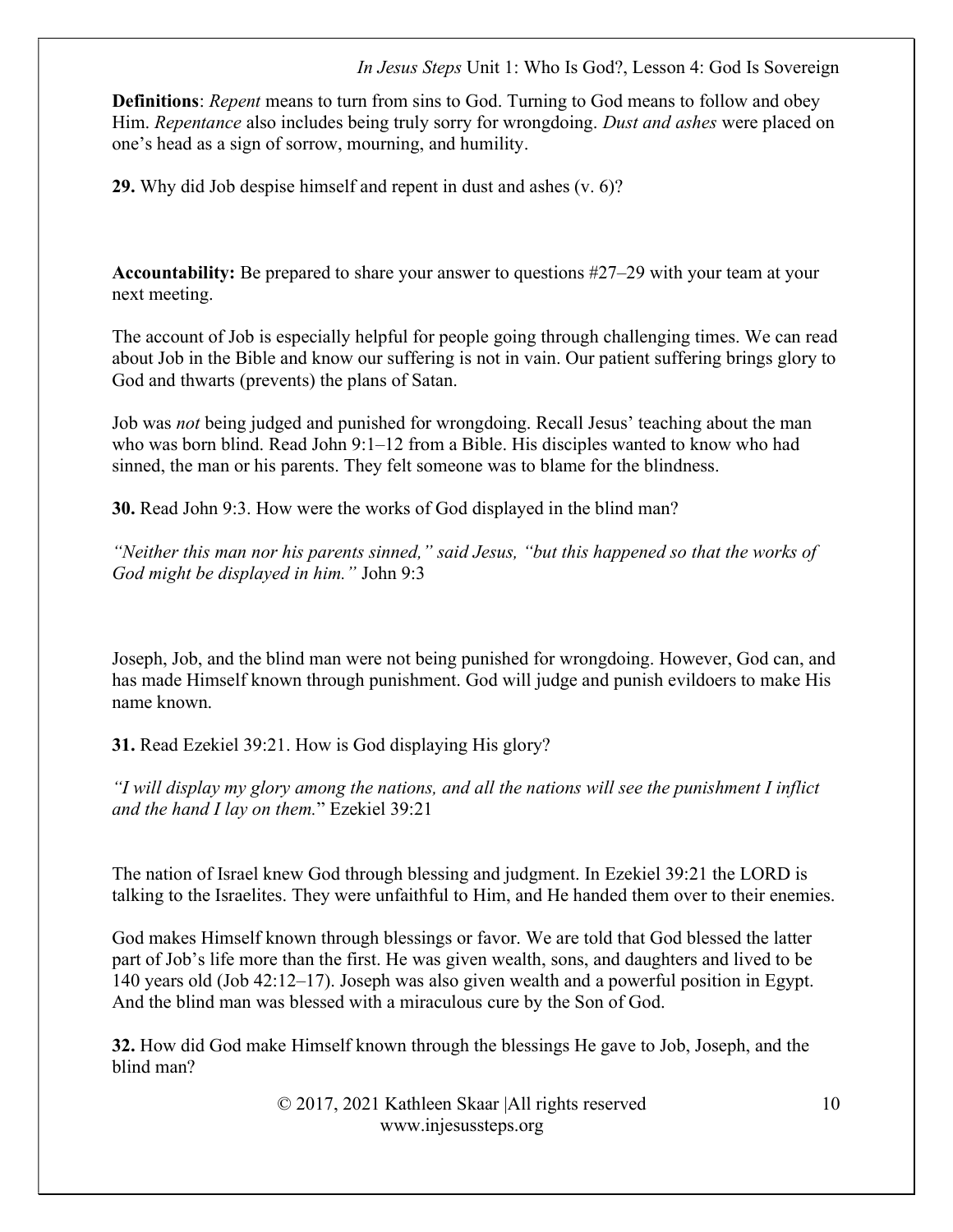**Definitions**: *Repent* means to turn from sins to God. Turning to God means to follow and obey Him. *Repentance* also includes being truly sorry for wrongdoing. *Dust and ashes* were placed on one's head as a sign of sorrow, mourning, and humility.

**29.** Why did Job despise himself and repent in dust and ashes (v. 6)?

**Accountability:** Be prepared to share your answer to questions #27–29 with your team at your next meeting.

The account of Job is especially helpful for people going through challenging times. We can read about Job in the Bible and know our suffering is not in vain. Our patient suffering brings glory to God and thwarts (prevents) the plans of Satan.

Job was *not* being judged and punished for wrongdoing. Recall Jesus' teaching about the man who was born blind. Read John 9:1–12 from a Bible. His disciples wanted to know who had sinned, the man or his parents. They felt someone was to blame for the blindness.

**30.** Read John 9:3. How were the works of God displayed in the blind man?

*"Neither this man nor his parents sinned," said Jesus, "but this happened so that the works of God might be displayed in him."* John 9:3

Joseph, Job, and the blind man were not being punished for wrongdoing. However, God can, and has made Himself known through punishment. God will judge and punish evildoers to make His name known.

**31.** Read Ezekiel 39:21. How is God displaying His glory?

*"I will display my glory among the nations, and all the nations will see the punishment I inflict and the hand I lay on them.*" Ezekiel 39:21

The nation of Israel knew God through blessing and judgment. In Ezekiel 39:21 the LORD is talking to the Israelites. They were unfaithful to Him, and He handed them over to their enemies.

God makes Himself known through blessings or favor. We are told that God blessed the latter part of Job's life more than the first. He was given wealth, sons, and daughters and lived to be 140 years old (Job 42:12–17). Joseph was also given wealth and a powerful position in Egypt. And the blind man was blessed with a miraculous cure by the Son of God.

**32.** How did God make Himself known through the blessings He gave to Job, Joseph, and the blind man?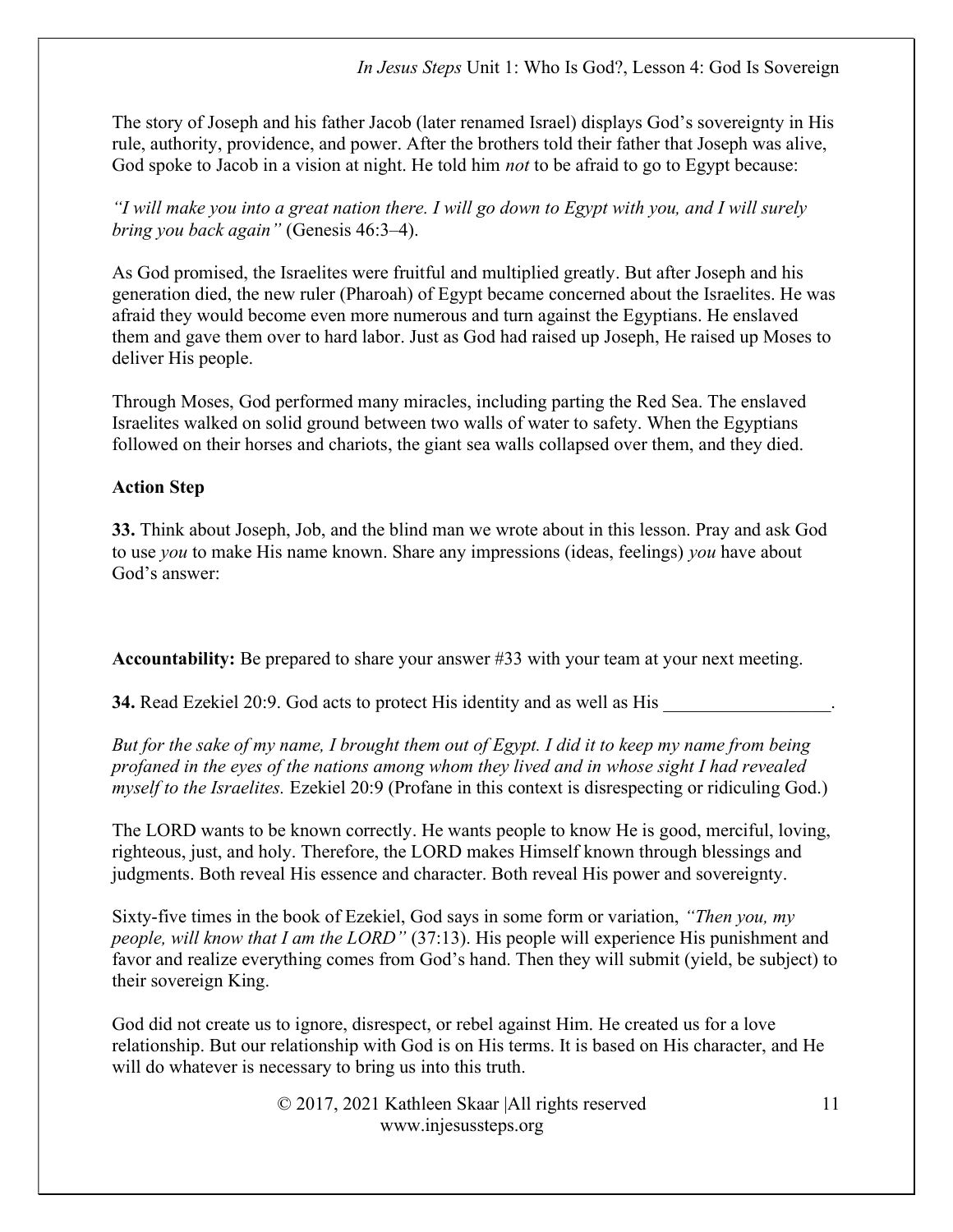The story of Joseph and his father Jacob (later renamed Israel) displays God's sovereignty in His rule, authority, providence, and power. After the brothers told their father that Joseph was alive, God spoke to Jacob in a vision at night. He told him *not* to be afraid to go to Egypt because:

*"I will make you into a great nation there. I will go down to Egypt with you, and I will surely bring you back again"* (Genesis 46:3–4).

As God promised, the Israelites were fruitful and multiplied greatly. But after Joseph and his generation died, the new ruler (Pharoah) of Egypt became concerned about the Israelites. He was afraid they would become even more numerous and turn against the Egyptians. He enslaved them and gave them over to hard labor. Just as God had raised up Joseph, He raised up Moses to deliver His people.

Through Moses, God performed many miracles, including parting the Red Sea. The enslaved Israelites walked on solid ground between two walls of water to safety. When the Egyptians followed on their horses and chariots, the giant sea walls collapsed over them, and they died.

**Action Step**

**33.** Think about Joseph, Job, and the blind man we wrote about in this lesson. Pray and ask God to use *you* to make His name known. Share any impressions (ideas, feelings) *you* have about God's answer:

**Accountability:** Be prepared to share your answer #33 with your team at your next meeting.

**34.** Read Ezekiel 20:9. God acts to protect His identity and as well as His __________________.

*But for the sake of my name, I brought them out of Egypt. I did it to keep my name from being profaned in the eyes of the nations among whom they lived and in whose sight I had revealed myself to the Israelites.* Ezekiel 20:9 (Profane in this context is disrespecting or ridiculing God.)

The LORD wants to be known correctly. He wants people to know He is good, merciful, loving, righteous, just, and holy. Therefore, the LORD makes Himself known through blessings and judgments. Both reveal His essence and character. Both reveal His power and sovereignty.

Sixty-five times in the book of Ezekiel, God says in some form or variation, *"Then you, my people, will know that I am the LORD"* (37:13). His people will experience His punishment and favor and realize everything comes from God's hand. Then they will submit (yield, be subject) to their sovereign King.

God did not create us to ignore, disrespect, or rebel against Him. He created us for a love relationship. But our relationship with God is on His terms. It is based on His character, and He will do whatever is necessary to bring us into this truth.

© 2017, 2021 Kathleen Skaar |All rights reserved
www.injesussteps.org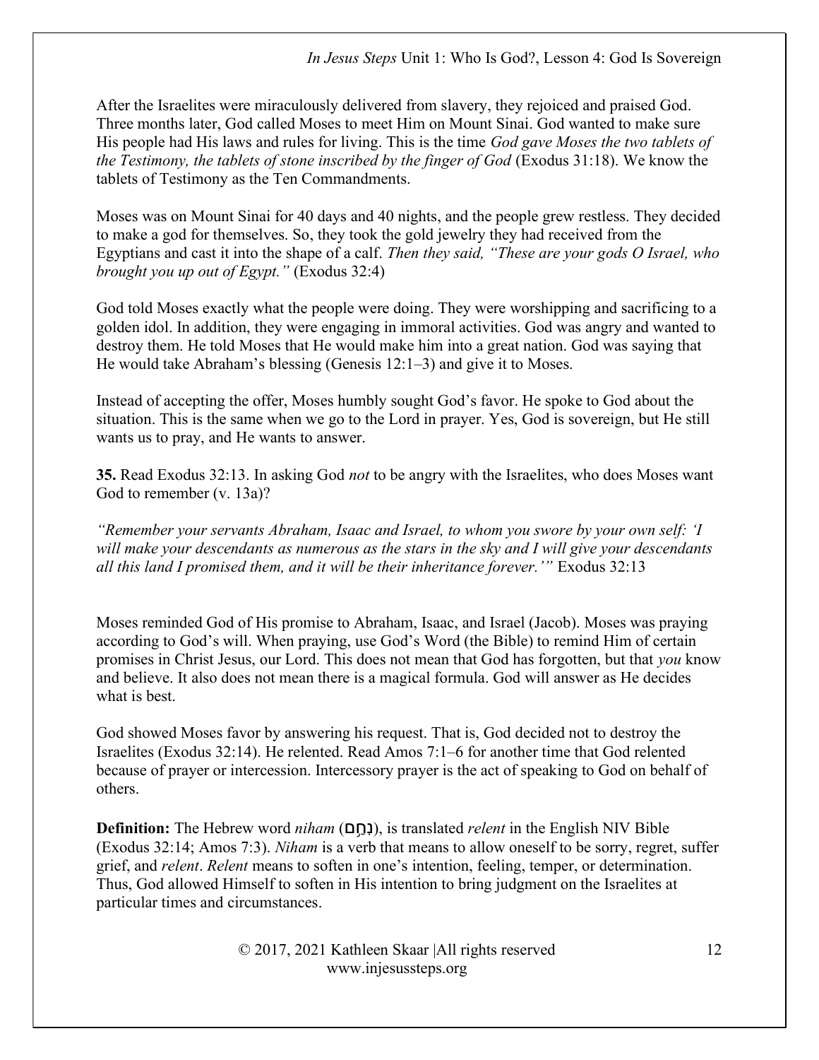After the Israelites were miraculously delivered from slavery, they rejoiced and praised God. Three months later, God called Moses to meet Him on Mount Sinai. God wanted to make sure His people had His laws and rules for living. This is the time *God gave Moses the two tablets of the Testimony, the tablets of stone inscribed by the finger of God* (Exodus 31:18). We know the tablets of Testimony as the Ten Commandments.

Moses was on Mount Sinai for 40 days and 40 nights, and the people grew restless. They decided to make a god for themselves. So, they took the gold jewelry they had received from the Egyptians and cast it into the shape of a calf. *Then they said, "These are your gods O Israel, who brought you up out of Egypt."* (Exodus 32:4)

God told Moses exactly what the people were doing. They were worshipping and sacrificing to a golden idol. In addition, they were engaging in immoral activities. God was angry and wanted to destroy them. He told Moses that He would make him into a great nation. God was saying that He would take Abraham's blessing (Genesis 12:1–3) and give it to Moses.

Instead of accepting the offer, Moses humbly sought God's favor. He spoke to God about the situation. This is the same when we go to the Lord in prayer. Yes, God is sovereign, but He still wants us to pray, and He wants to answer.

**35.** Read Exodus 32:13. In asking God *not* to be angry with the Israelites, who does Moses want God to remember (v. 13a)?

*"Remember your servants Abraham, Isaac and Israel, to whom you swore by your own self: 'I will make your descendants as numerous as the stars in the sky and I will give your descendants all this land I promised them, and it will be their inheritance forever.'"* Exodus 32:13

Moses reminded God of His promise to Abraham, Isaac, and Israel (Jacob). Moses was praying according to God's will. When praying, use God's Word (the Bible) to remind Him of certain promises in Christ Jesus, our Lord. This does not mean that God has forgotten, but that *you* know and believe. It also does not mean there is a magical formula. God will answer as He decides what is best.

God showed Moses favor by answering his request. That is, God decided not to destroy the Israelites (Exodus 32:14). He relented. Read Amos 7:1–6 for another time that God relented because of prayer or intercession. Intercessory prayer is the act of speaking to God on behalf of others.

**Definition:** The Hebrew word *niham* (נָחַם), is translated *relent* in the English NIV Bible (Exodus 32:14; Amos 7:3). *Niham* is a verb that means to allow oneself to be sorry, regret, suffer grief, and *relent*. *Relent* means to soften in one's intention, feeling, temper, or determination. Thus, God allowed Himself to soften in His intention to bring judgment on the Israelites at particular times and circumstances.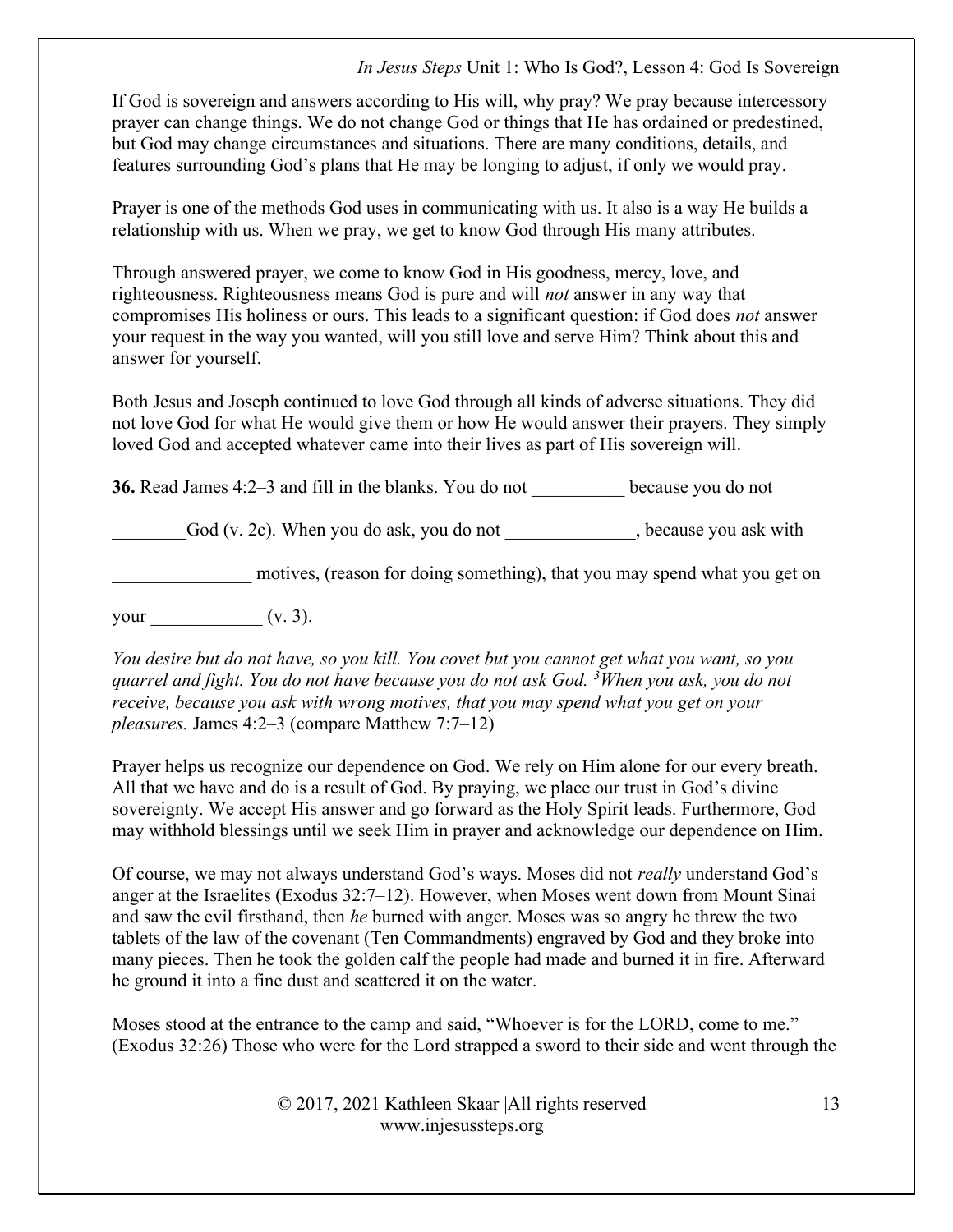If God is sovereign and answers according to His will, why pray? We pray because intercessory prayer can change things. We do not change God or things that He has ordained or predestined, but God may change circumstances and situations. There are many conditions, details, and features surrounding God's plans that He may be longing to adjust, if only we would pray.

Prayer is one of the methods God uses in communicating with us. It also is a way He builds a relationship with us. When we pray, we get to know God through His many attributes.

Through answered prayer, we come to know God in His goodness, mercy, love, and righteousness. Righteousness means God is pure and will *not* answer in any way that compromises His holiness or ours. This leads to a significant question: if God does *not* answer your request in the way you wanted, will you still love and serve Him? Think about this and answer for yourself.

Both Jesus and Joseph continued to love God through all kinds of adverse situations. They did not love God for what He would give them or how He would answer their prayers. They simply loved God and accepted whatever came into their lives as part of His sovereign will.

**36.** Read James 4:2–3 and fill in the blanks. You do not __________ because you do not ________God (v. 2c). When you do ask, you do not ______________, because you ask with _______________ motives, (reason for doing something), that you may spend what you get on your ____________ (v. 3).

*You desire but do not have, so you kill. You covet but you cannot get what you want, so you quarrel and fight. You do not have because you do not ask God. [3]When you ask, you do not receive, because you ask with wrong motives, that you may spend what you get on your pleasures.* James 4:2–3 (compare Matthew 7:7–12)

Prayer helps us recognize our dependence on God. We rely on Him alone for our every breath. All that we have and do is a result of God. By praying, we place our trust in God's divine sovereignty. We accept His answer and go forward as the Holy Spirit leads. Furthermore, God may withhold blessings until we seek Him in prayer and acknowledge our dependence on Him.

Of course, we may not always understand God's ways. Moses did not *really* understand God's anger at the Israelites (Exodus 32:7–12). However, when Moses went down from Mount Sinai and saw the evil firsthand, then *he* burned with anger. Moses was so angry he threw the two tablets of the law of the covenant (Ten Commandments) engraved by God and they broke into many pieces. Then he took the golden calf the people had made and burned it in fire. Afterward he ground it into a fine dust and scattered it on the water.

Moses stood at the entrance to the camp and said, "Whoever is for the LORD, come to me." (Exodus 32:26) Those who were for the Lord strapped a sword to their side and went through the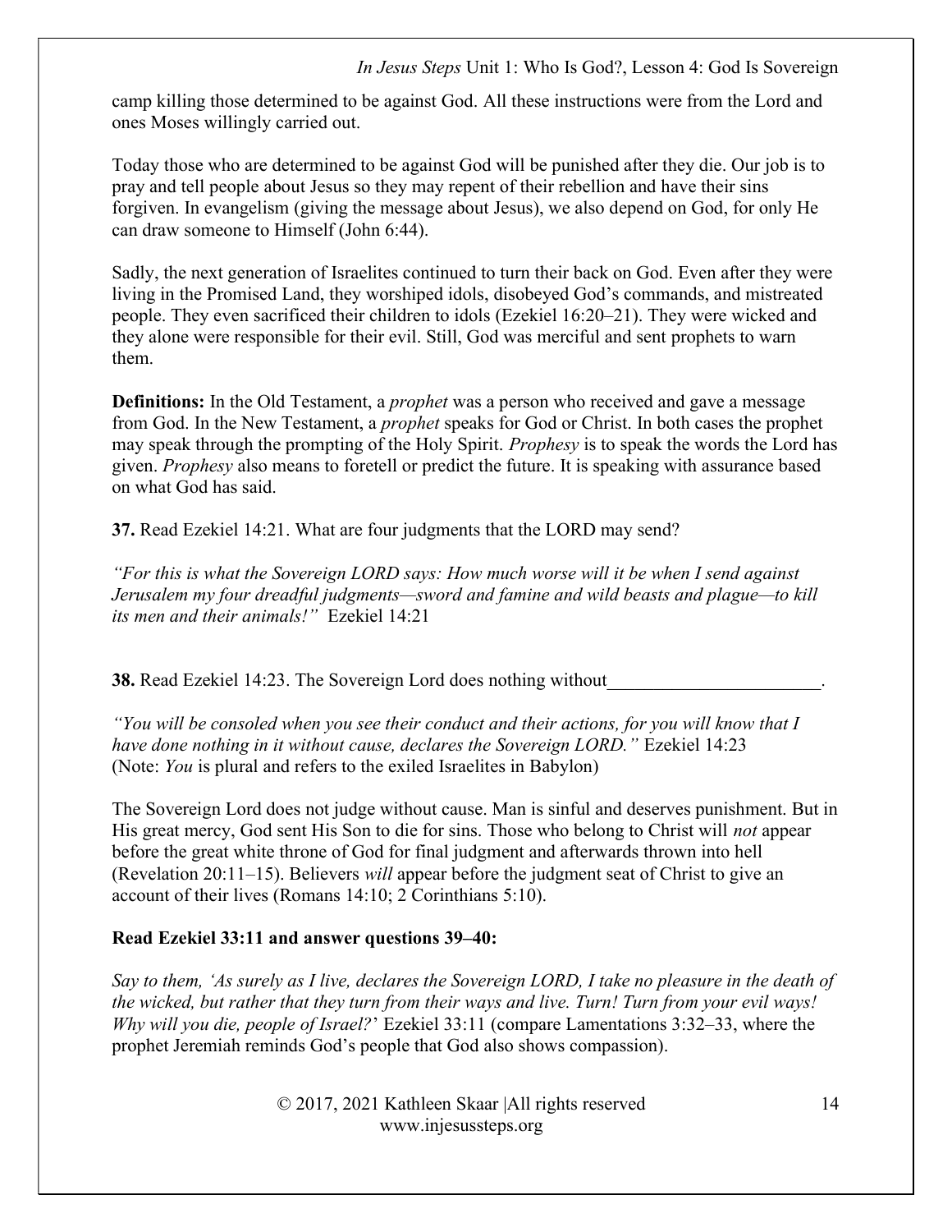camp killing those determined to be against God. All these instructions were from the Lord and ones Moses willingly carried out.

Today those who are determined to be against God will be punished after they die. Our job is to pray and tell people about Jesus so they may repent of their rebellion and have their sins forgiven. In evangelism (giving the message about Jesus), we also depend on God, for only He can draw someone to Himself (John 6:44).

Sadly, the next generation of Israelites continued to turn their back on God. Even after they were living in the Promised Land, they worshiped idols, disobeyed God's commands, and mistreated people. They even sacrificed their children to idols (Ezekiel 16:20–21). They were wicked and they alone were responsible for their evil. Still, God was merciful and sent prophets to warn them.

**Definitions:** In the Old Testament, a *prophet* was a person who received and gave a message from God. In the New Testament, a *prophet* speaks for God or Christ. In both cases the prophet may speak through the prompting of the Holy Spirit. *Prophesy* is to speak the words the Lord has given. *Prophesy* also means to foretell or predict the future. It is speaking with assurance based on what God has said.

**37.** Read Ezekiel 14:21. What are four judgments that the LORD may send?

*"For this is what the Sovereign LORD says: How much worse will it be when I send against Jerusalem my four dreadful judgments—sword and famine and wild beasts and plague—to kill its men and their animals!"* Ezekiel 14:21

**38.** Read Ezekiel 14:23. The Sovereign Lord does nothing without_______________________.

*"You will be consoled when you see their conduct and their actions, for you will know that I have done nothing in it without cause, declares the Sovereign LORD."* Ezekiel 14:23 (Note: *You* is plural and refers to the exiled Israelites in Babylon)

The Sovereign Lord does not judge without cause. Man is sinful and deserves punishment. But in His great mercy, God sent His Son to die for sins. Those who belong to Christ will *not* appear before the great white throne of God for final judgment and afterwards thrown into hell (Revelation 20:11–15). Believers *will* appear before the judgment seat of Christ to give an account of their lives (Romans 14:10; 2 Corinthians 5:10).

**Read Ezekiel 33:11 and answer questions 39–40:**

*Say to them, 'As surely as I live, declares the Sovereign LORD, I take no pleasure in the death of the wicked, but rather that they turn from their ways and live. Turn! Turn from your evil ways! Why will you die, people of Israel?'* Ezekiel 33:11 (compare Lamentations 3:32–33, where the prophet Jeremiah reminds God's people that God also shows compassion).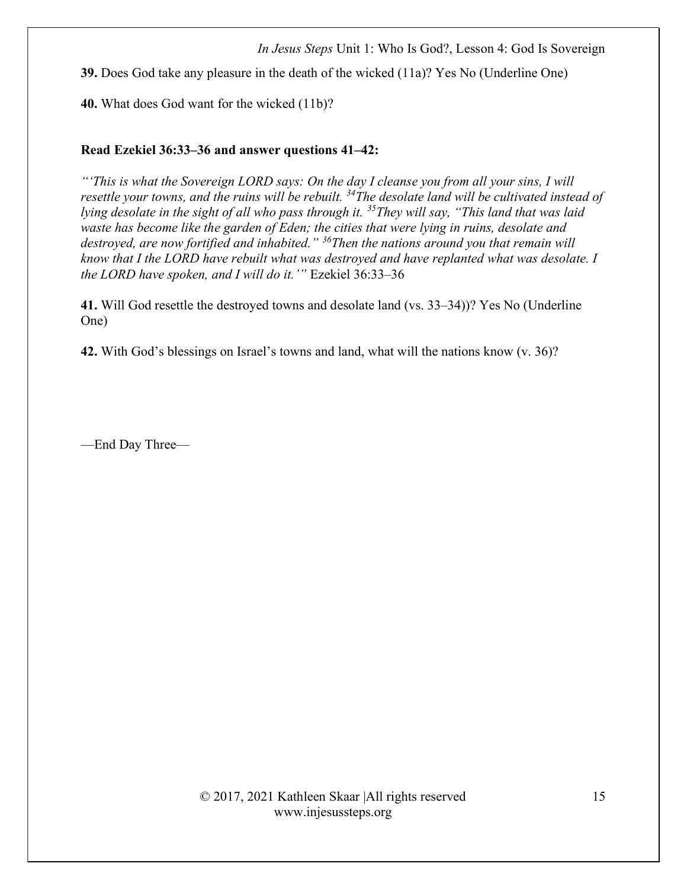**39.** Does God take any pleasure in the death of the wicked (11a)? Yes No (Underline One)

**40.** What does God want for the wicked (11b)?

**Read Ezekiel 36:33–36 and answer questions 41–42:**

*"'This is what the Sovereign LORD says: On the day I cleanse you from all your sins, I will resettle your towns, and the ruins will be rebuilt. [34]The desolate land will be cultivated instead of lying desolate in the sight of all who pass through it. [35]They will say, "This land that was laid waste has become like the garden of Eden; the cities that were lying in ruins, desolate and destroyed, are now fortified and inhabited." [36]Then the nations around you that remain will know that I the LORD have rebuilt what was destroyed and have replanted what was desolate. I the LORD have spoken, and I will do it.'"* Ezekiel 36:33–36

**41.** Will God resettle the destroyed towns and desolate land (vs. 33–34))? Yes No (Underline One)

**42.** With God's blessings on Israel's towns and land, what will the nations know (v. 36)?

—End Day Three—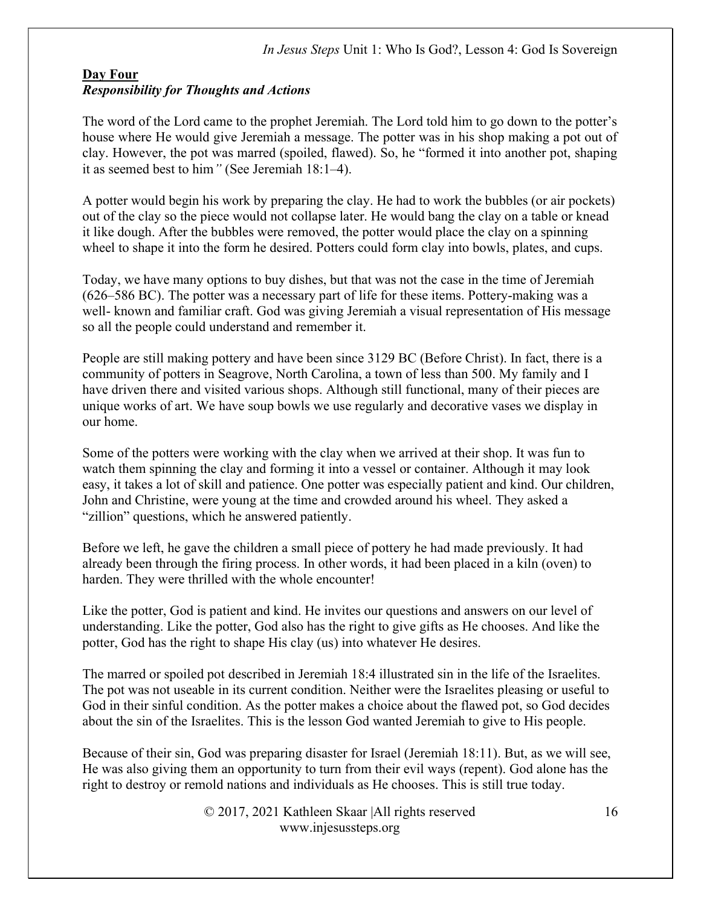## Day Four

### ***Responsibility for Thoughts and Actions***

The word of the Lord came to the prophet Jeremiah. The Lord told him to go down to the potter's house where He would give Jeremiah a message. The potter was in his shop making a pot out of clay. However, the pot was marred (spoiled, flawed). So, he "formed it into another pot, shaping it as seemed best to him*"* (See Jeremiah 18:1–4).

A potter would begin his work by preparing the clay. He had to work the bubbles (or air pockets) out of the clay so the piece would not collapse later. He would bang the clay on a table or knead it like dough. After the bubbles were removed, the potter would place the clay on a spinning wheel to shape it into the form he desired. Potters could form clay into bowls, plates, and cups.

Today, we have many options to buy dishes, but that was not the case in the time of Jeremiah (626–586 BC). The potter was a necessary part of life for these items. Pottery-making was a well- known and familiar craft. God was giving Jeremiah a visual representation of His message so all the people could understand and remember it.

People are still making pottery and have been since 3129 BC (Before Christ). In fact, there is a community of potters in Seagrove, North Carolina, a town of less than 500. My family and I have driven there and visited various shops. Although still functional, many of their pieces are unique works of art. We have soup bowls we use regularly and decorative vases we display in our home.

Some of the potters were working with the clay when we arrived at their shop. It was fun to watch them spinning the clay and forming it into a vessel or container. Although it may look easy, it takes a lot of skill and patience. One potter was especially patient and kind. Our children, John and Christine, were young at the time and crowded around his wheel. They asked a "zillion" questions, which he answered patiently.

Before we left, he gave the children a small piece of pottery he had made previously. It had already been through the firing process. In other words, it had been placed in a kiln (oven) to harden. They were thrilled with the whole encounter!

Like the potter, God is patient and kind. He invites our questions and answers on our level of understanding. Like the potter, God also has the right to give gifts as He chooses. And like the potter, God has the right to shape His clay (us) into whatever He desires.

The marred or spoiled pot described in Jeremiah 18:4 illustrated sin in the life of the Israelites. The pot was not useable in its current condition. Neither were the Israelites pleasing or useful to God in their sinful condition. As the potter makes a choice about the flawed pot, so God decides about the sin of the Israelites. This is the lesson God wanted Jeremiah to give to His people.

Because of their sin, God was preparing disaster for Israel (Jeremiah 18:11). But, as we will see, He was also giving them an opportunity to turn from their evil ways (repent). God alone has the right to destroy or remold nations and individuals as He chooses. This is still true today.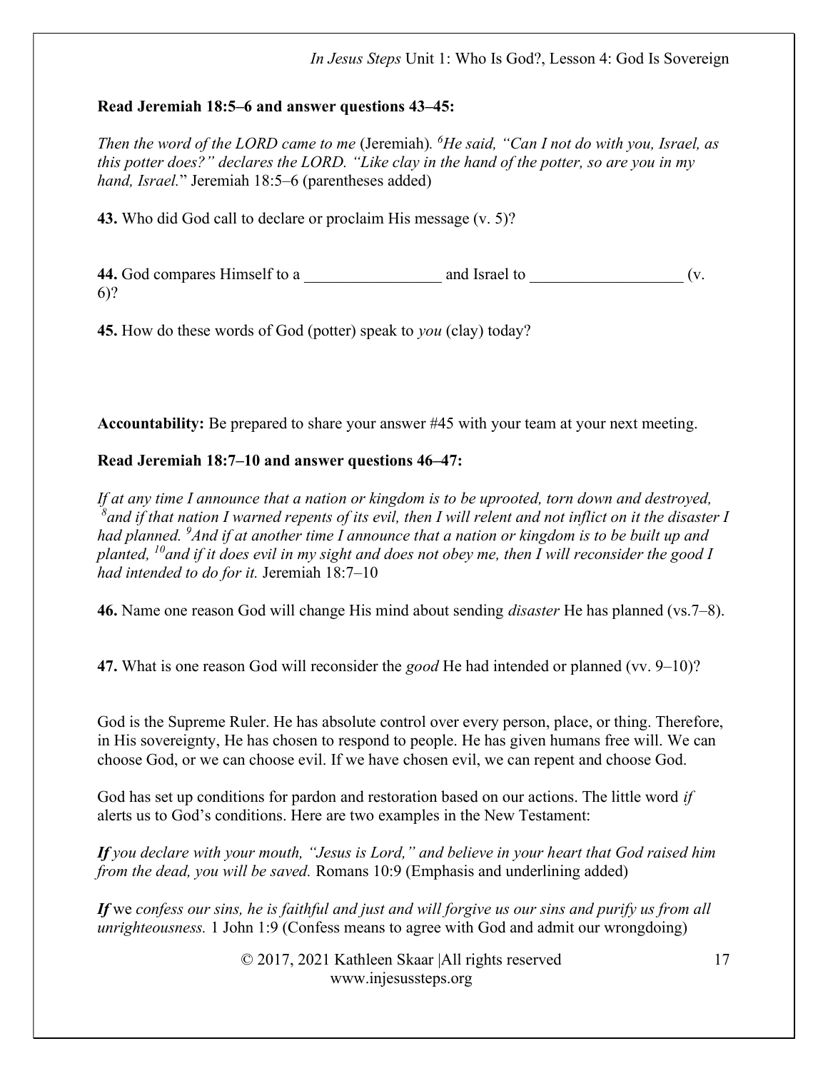**Read Jeremiah 18:5–6 and answer questions 43–45:**

*Then the word of the LORD came to me* (Jeremiah). [6]*He said, "Can I not do with you, Israel, as this potter does?" declares the LORD. "Like clay in the hand of the potter, so are you in my hand, Israel.*" Jeremiah 18:5–6 (parentheses added)

**43.** Who did God call to declare or proclaim His message (v. 5)?

**44.** God compares Himself to a _________________ and Israel to ___________________ (v. 6)?

**45.** How do these words of God (potter) speak to *you* (clay) today?

**Accountability:** Be prepared to share your answer #45 with your team at your next meeting.

**Read Jeremiah 18:7–10 and answer questions 46–47:**

*If at any time I announce that a nation or kingdom is to be uprooted, torn down and destroyed,* [8]*and if that nation I warned repents of its evil, then I will relent and not inflict on it the disaster I had planned.* [9]*And if at another time I announce that a nation or kingdom is to be built up and planted,* [10]*and if it does evil in my sight and does not obey me, then I will reconsider the good I had intended to do for it.* Jeremiah 18:7–10

**46.** Name one reason God will change His mind about sending *disaster* He has planned (vs.7–8).

**47.** What is one reason God will reconsider the *good* He had intended or planned (vv. 9–10)?

God is the Supreme Ruler. He has absolute control over every person, place, or thing. Therefore, in His sovereignty, He has chosen to respond to people. He has given humans free will. We can choose God, or we can choose evil. If we have chosen evil, we can repent and choose God.

God has set up conditions for pardon and restoration based on our actions. The little word *if* alerts us to God's conditions. Here are two examples in the New Testament:

***If*** *you declare with your mouth, "Jesus is Lord," and believe in your heart that God raised him from the dead, you will be saved.* Romans 10:9 (Emphasis and underlining added)

***If*** we *confess our sins, he is faithful and just and will forgive us our sins and purify us from all unrighteousness.* 1 John 1:9 (Confess means to agree with God and admit our wrongdoing)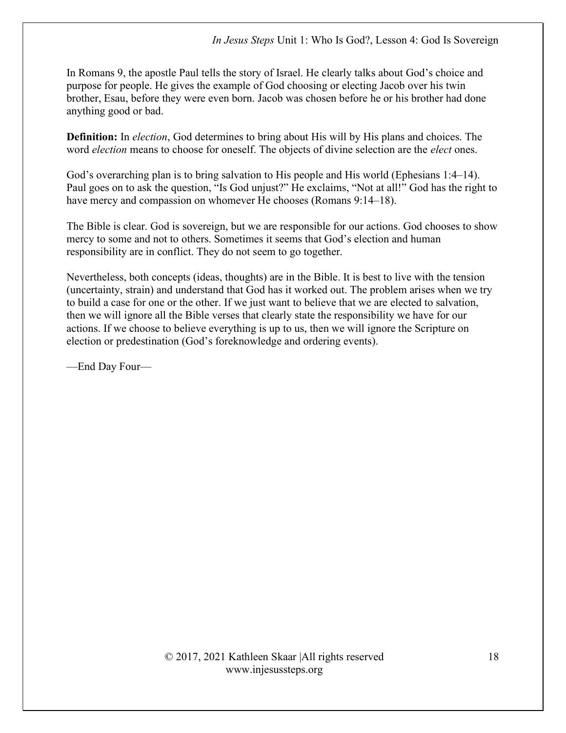In Romans 9, the apostle Paul tells the story of Israel. He clearly talks about God's choice and purpose for people. He gives the example of God choosing or electing Jacob over his twin brother, Esau, before they were even born. Jacob was chosen before he or his brother had done anything good or bad.

**Definition:** In *election*, God determines to bring about His will by His plans and choices. The word *election* means to choose for oneself. The objects of divine selection are the *elect* ones.

God's overarching plan is to bring salvation to His people and His world (Ephesians 1:4–14). Paul goes on to ask the question, "Is God unjust?" He exclaims, "Not at all!" God has the right to have mercy and compassion on whomever He chooses (Romans 9:14–18).

The Bible is clear. God is sovereign, but we are responsible for our actions. God chooses to show mercy to some and not to others. Sometimes it seems that God's election and human responsibility are in conflict. They do not seem to go together.

Nevertheless, both concepts (ideas, thoughts) are in the Bible. It is best to live with the tension (uncertainty, strain) and understand that God has it worked out. The problem arises when we try to build a case for one or the other. If we just want to believe that we are elected to salvation, then we will ignore all the Bible verses that clearly state the responsibility we have for our actions. If we choose to believe everything is up to us, then we will ignore the Scripture on election or predestination (God's foreknowledge and ordering events).

—End Day Four—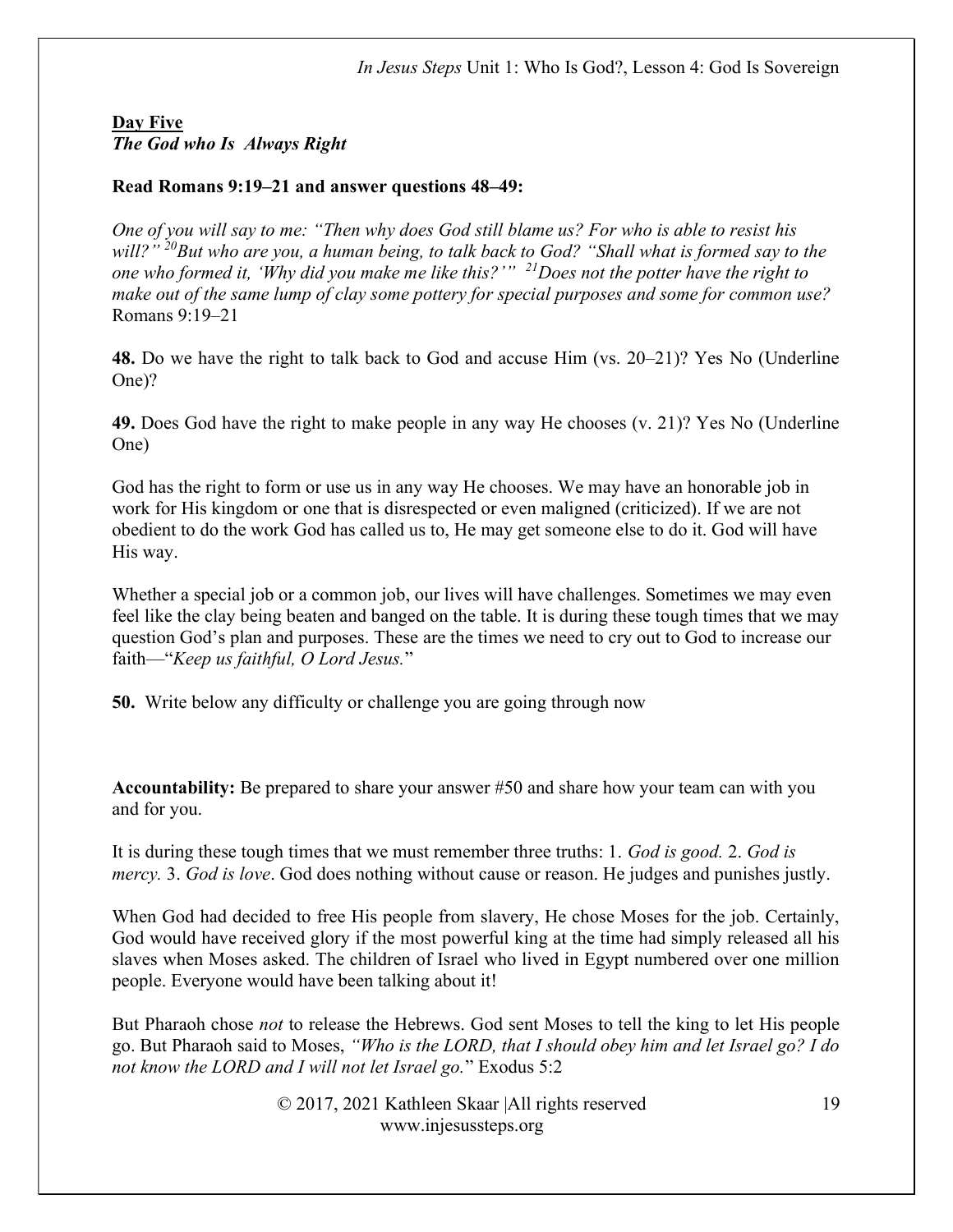**Day Five**
***The God who Is  Always Right***

**Read Romans 9:19–21 and answer questions 48–49:**

*One of you will say to me: "Then why does God still blame us? For who is able to resist his will?" [20]But who are you, a human being, to talk back to God? "Shall what is formed say to the one who formed it, 'Why did you make me like this?'" [21]Does not the potter have the right to make out of the same lump of clay some pottery for special purposes and some for common use?* Romans 9:19–21

**48.** Do we have the right to talk back to God and accuse Him (vs. 20–21)? Yes No (Underline One)?

**49.** Does God have the right to make people in any way He chooses (v. 21)? Yes No (Underline One)

God has the right to form or use us in any way He chooses. We may have an honorable job in work for His kingdom or one that is disrespected or even maligned (criticized). If we are not obedient to do the work God has called us to, He may get someone else to do it. God will have His way.

Whether a special job or a common job, our lives will have challenges. Sometimes we may even feel like the clay being beaten and banged on the table. It is during these tough times that we may question God's plan and purposes. These are the times we need to cry out to God to increase our faith—"*Keep us faithful, O Lord Jesus.*"

**50.** Write below any difficulty or challenge you are going through now

**Accountability:** Be prepared to share your answer #50 and share how your team can with you and for you.

It is during these tough times that we must remember three truths: 1. *God is good.* 2. *God is mercy.* 3. *God is love*. God does nothing without cause or reason. He judges and punishes justly.

When God had decided to free His people from slavery, He chose Moses for the job. Certainly, God would have received glory if the most powerful king at the time had simply released all his slaves when Moses asked. The children of Israel who lived in Egypt numbered over one million people. Everyone would have been talking about it!

But Pharaoh chose *not* to release the Hebrews. God sent Moses to tell the king to let His people go. But Pharaoh said to Moses, *"Who is the LORD, that I should obey him and let Israel go? I do not know the LORD and I will not let Israel go.*" Exodus 5:2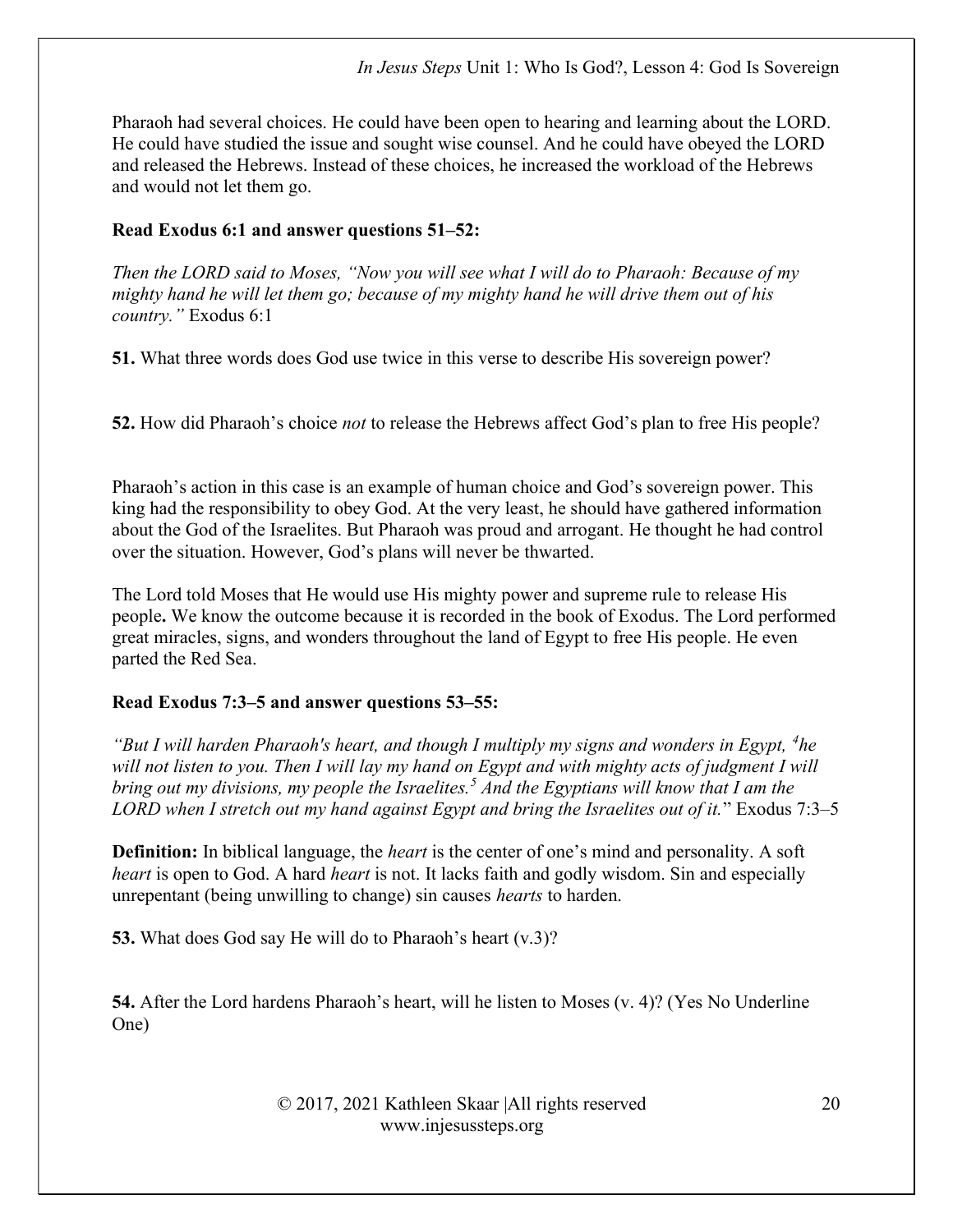Pharaoh had several choices. He could have been open to hearing and learning about the LORD. He could have studied the issue and sought wise counsel. And he could have obeyed the LORD and released the Hebrews. Instead of these choices, he increased the workload of the Hebrews and would not let them go.

**Read Exodus 6:1 and answer questions 51–52:**

*Then the LORD said to Moses, "Now you will see what I will do to Pharaoh: Because of my mighty hand he will let them go; because of my mighty hand he will drive them out of his country."* Exodus 6:1

**51.** What three words does God use twice in this verse to describe His sovereign power?

**52.** How did Pharaoh's choice *not* to release the Hebrews affect God's plan to free His people?

Pharaoh's action in this case is an example of human choice and God's sovereign power. This king had the responsibility to obey God. At the very least, he should have gathered information about the God of the Israelites. But Pharaoh was proud and arrogant. He thought he had control over the situation. However, God's plans will never be thwarted.

The Lord told Moses that He would use His mighty power and supreme rule to release His people**.** We know the outcome because it is recorded in the book of Exodus. The Lord performed great miracles, signs, and wonders throughout the land of Egypt to free His people. He even parted the Red Sea.

**Read Exodus 7:3–5 and answer questions 53–55:**

*"But I will harden Pharaoh's heart, and though I multiply my signs and wonders in Egypt, [4]he will not listen to you. Then I will lay my hand on Egypt and with mighty acts of judgment I will bring out my divisions, my people the Israelites.[5] And the Egyptians will know that I am the LORD when I stretch out my hand against Egypt and bring the Israelites out of it."* Exodus 7:3–5

**Definition:** In biblical language, the *heart* is the center of one's mind and personality. A soft *heart* is open to God. A hard *heart* is not. It lacks faith and godly wisdom. Sin and especially unrepentant (being unwilling to change) sin causes *hearts* to harden.

**53.** What does God say He will do to Pharaoh's heart (v.3)?

**54.** After the Lord hardens Pharaoh's heart, will he listen to Moses (v. 4)? (Yes No Underline One)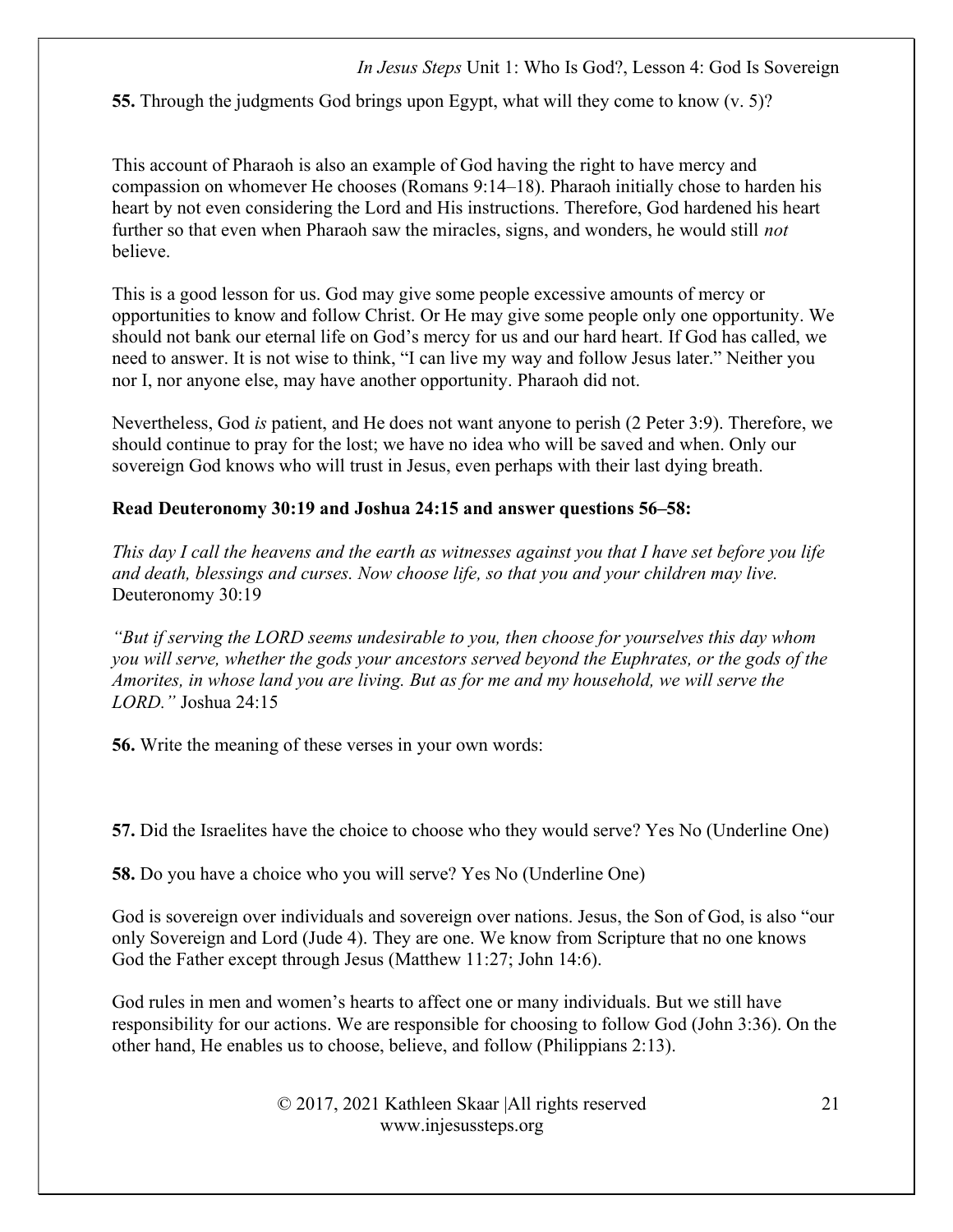**55.** Through the judgments God brings upon Egypt, what will they come to know (v. 5)?

This account of Pharaoh is also an example of God having the right to have mercy and compassion on whomever He chooses (Romans 9:14–18). Pharaoh initially chose to harden his heart by not even considering the Lord and His instructions. Therefore, God hardened his heart further so that even when Pharaoh saw the miracles, signs, and wonders, he would still *not* believe.

This is a good lesson for us. God may give some people excessive amounts of mercy or opportunities to know and follow Christ. Or He may give some people only one opportunity. We should not bank our eternal life on God's mercy for us and our hard heart. If God has called, we need to answer. It is not wise to think, "I can live my way and follow Jesus later." Neither you nor I, nor anyone else, may have another opportunity. Pharaoh did not.

Nevertheless, God *is* patient, and He does not want anyone to perish (2 Peter 3:9). Therefore, we should continue to pray for the lost; we have no idea who will be saved and when. Only our sovereign God knows who will trust in Jesus, even perhaps with their last dying breath.

**Read Deuteronomy 30:19 and Joshua 24:15 and answer questions 56–58:**

*This day I call the heavens and the earth as witnesses against you that I have set before you life and death, blessings and curses. Now choose life, so that you and your children may live.* Deuteronomy 30:19

*"But if serving the LORD seems undesirable to you, then choose for yourselves this day whom you will serve, whether the gods your ancestors served beyond the Euphrates, or the gods of the Amorites, in whose land you are living. But as for me and my household, we will serve the LORD."* Joshua 24:15

**56.** Write the meaning of these verses in your own words:

**57.** Did the Israelites have the choice to choose who they would serve? Yes No (Underline One)

**58.** Do you have a choice who you will serve? Yes No (Underline One)

God is sovereign over individuals and sovereign over nations. Jesus, the Son of God, is also "our only Sovereign and Lord (Jude 4). They are one. We know from Scripture that no one knows God the Father except through Jesus (Matthew 11:27; John 14:6).

God rules in men and women's hearts to affect one or many individuals. But we still have responsibility for our actions. We are responsible for choosing to follow God (John 3:36). On the other hand, He enables us to choose, believe, and follow (Philippians 2:13).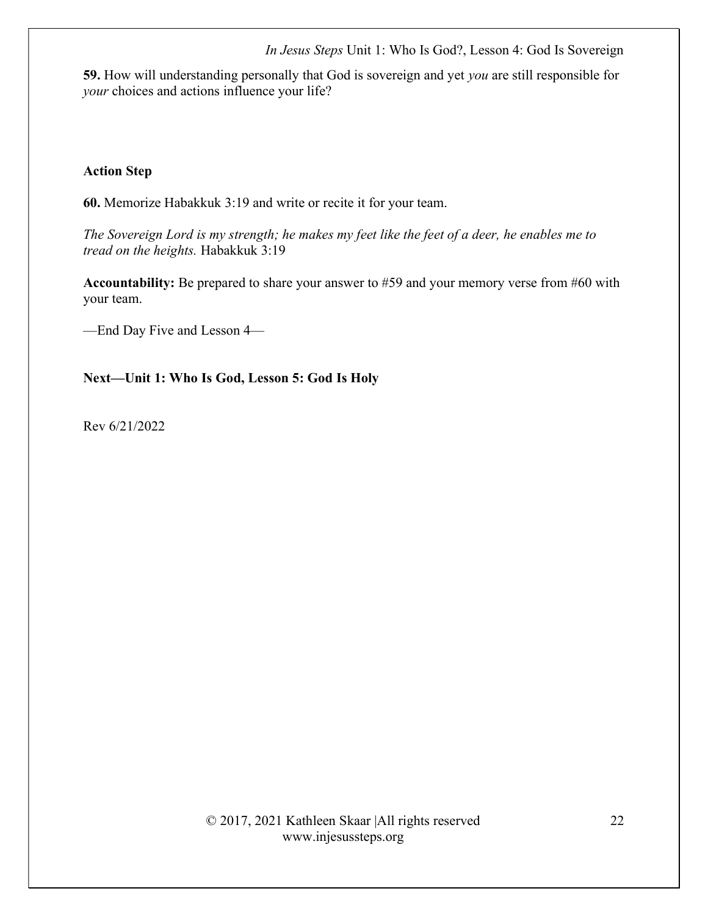**59.** How will understanding personally that God is sovereign and yet *you* are still responsible for *your* choices and actions influence your life?

**Action Step**

**60.** Memorize Habakkuk 3:19 and write or recite it for your team.

*The Sovereign Lord is my strength; he makes my feet like the feet of a deer, he enables me to tread on the heights.* Habakkuk 3:19

**Accountability:** Be prepared to share your answer to #59 and your memory verse from #60 with your team.

—End Day Five and Lesson 4—

**Next—Unit 1: Who Is God, Lesson 5: God Is Holy**

Rev 6/21/2022

© 2017, 2021 Kathleen Skaar |All rights reserved
www.injesussteps.org